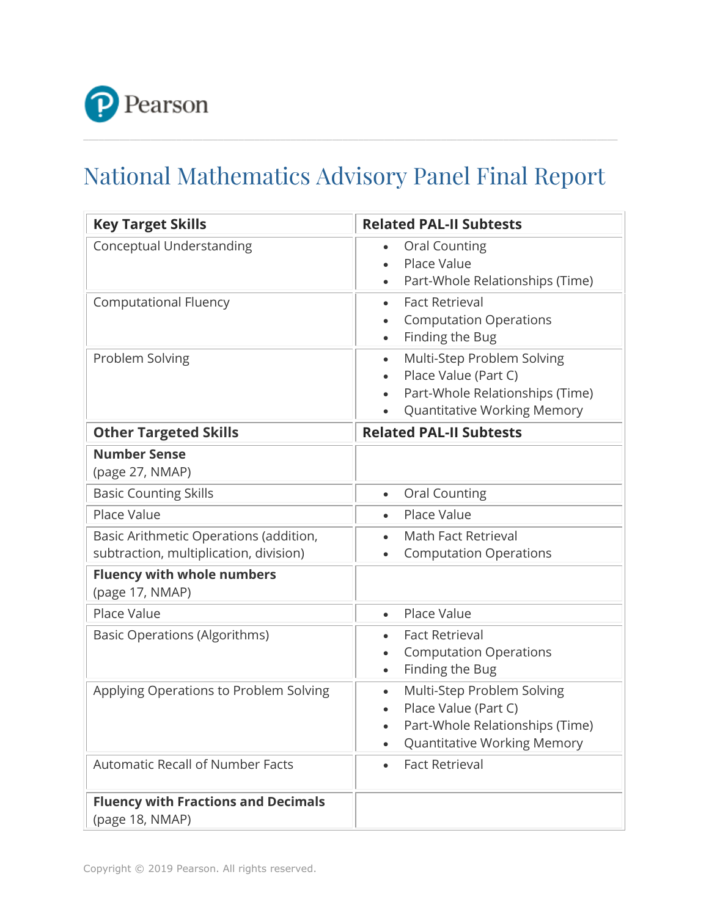Pearson

# National Mathematics Advisory Panel Final Report

| **Key Target Skills** | **Related PAL-II Subtests** |
|---|---|
| Conceptual Understanding | • Oral Counting<br>• Place Value<br>• Part-Whole Relationships (Time) |
| Computational Fluency | • Fact Retrieval<br>• Computation Operations<br>• Finding the Bug |
| Problem Solving | • Multi-Step Problem Solving<br>• Place Value (Part C)<br>• Part-Whole Relationships (Time)<br>• Quantitative Working Memory |
| **Other Targeted Skills** | **Related PAL-II Subtests** |
| **Number Sense**<br>(page 27, NMAP) | |
| Basic Counting Skills | • Oral Counting |
| Place Value | • Place Value |
| Basic Arithmetic Operations (addition, subtraction, multiplication, division) | • Math Fact Retrieval<br>• Computation Operations |
| **Fluency with whole numbers**<br>(page 17, NMAP) | |
| Place Value | • Place Value |
| Basic Operations (Algorithms) | • Fact Retrieval<br>• Computation Operations<br>• Finding the Bug |
| Applying Operations to Problem Solving | • Multi-Step Problem Solving<br>• Place Value (Part C)<br>• Part-Whole Relationships (Time)<br>• Quantitative Working Memory |
| Automatic Recall of Number Facts | • Fact Retrieval |
| **Fluency with Fractions and Decimals**<br>(page 18, NMAP) | |

Copyright © 2019 Pearson. All rights reserved.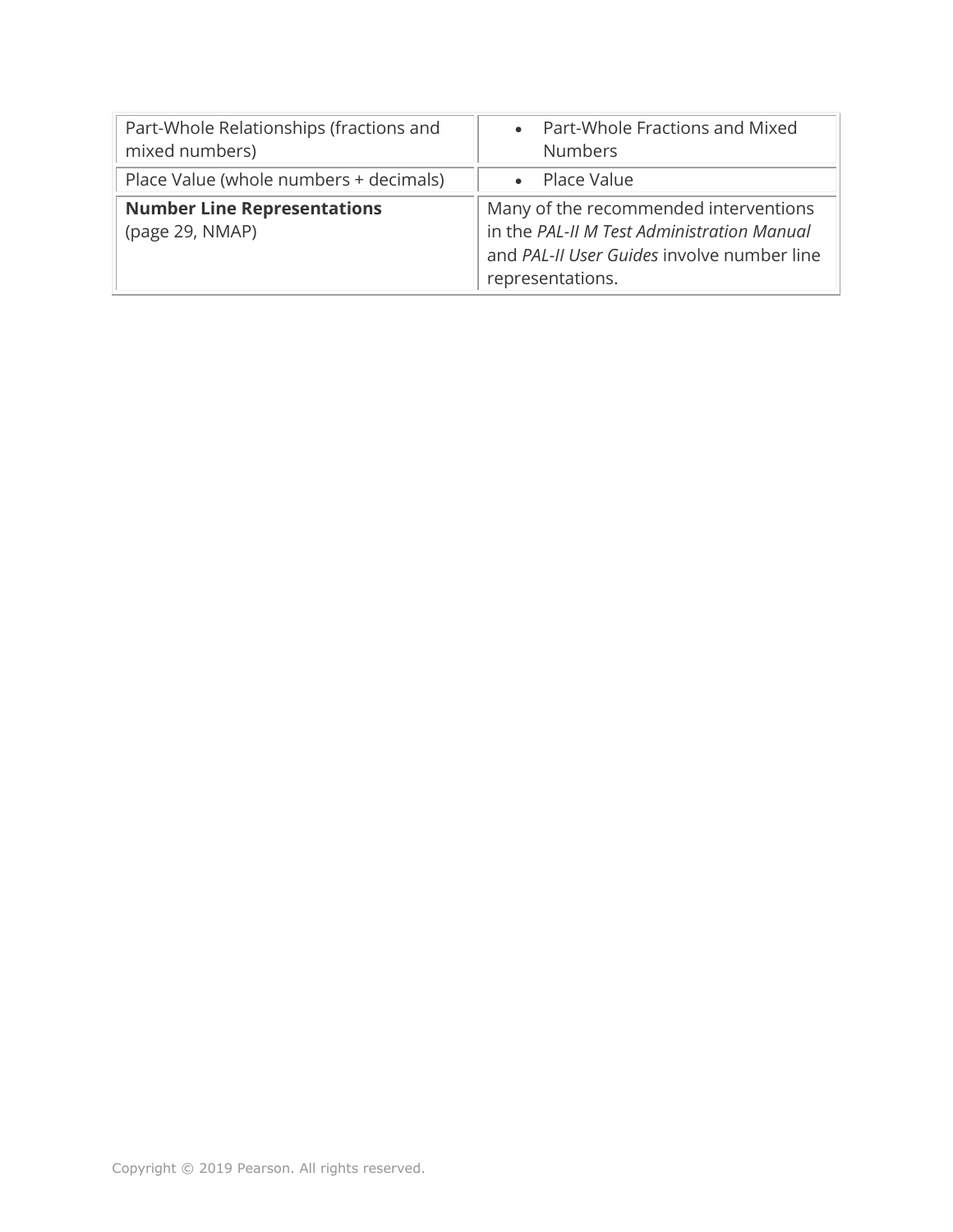| | |
|---|---|
| Part-Whole Relationships (fractions and mixed numbers) | • Part-Whole Fractions and Mixed Numbers |
| Place Value (whole numbers + decimals) | • Place Value |
| **Number Line Representations** (page 29, NMAP) | Many of the recommended interventions in the *PAL-II M Test Administration Manual* and *PAL-II User Guides* involve number line representations. |

Copyright © 2019 Pearson. All rights reserved.